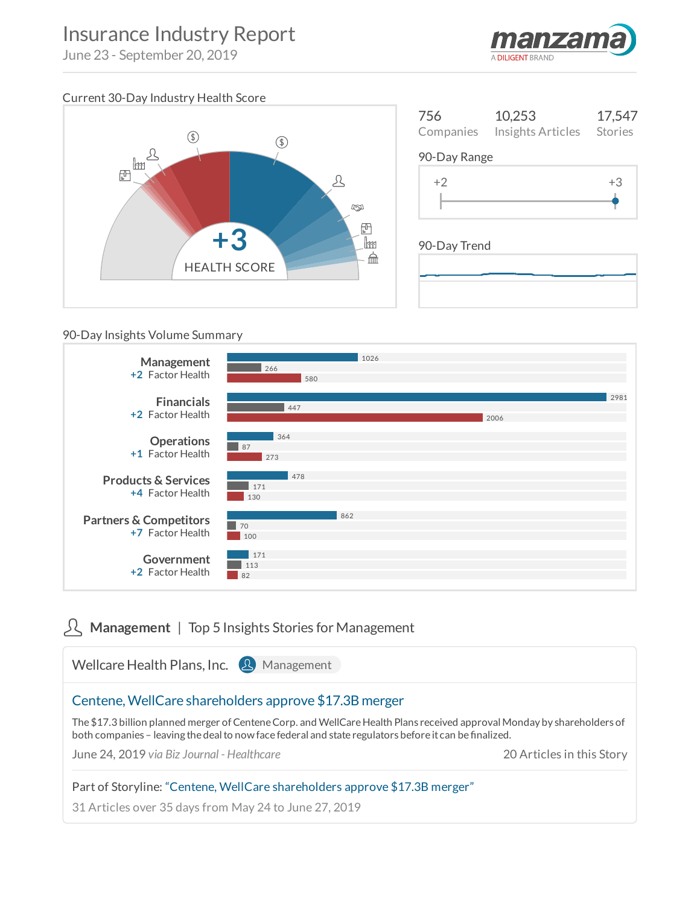# Insurance Industry Report

June 23 - September 20, 2019

manzama — A DILIGENT BRAND

## Current 30-Day Industry Health Score

+3

HEALTH SCORE

| 756 | 10,253 | 17,547 |
|---|---|---|
| Companies | Insights Articles | Stories |

### 90-Day Range

+2 — +3

### 90-Day Trend

## 90-Day Insights Volume Summary

| Category | Factor Health | Blue | Gray | Red |
|---|---|---|---|---|
| Management | +2 | 1026 | 266 | 580 |
| Financials | +2 | 2981 | 447 | 2006 |
| Operations | +1 | 364 | 87 | 273 |
| Products & Services | +4 | 478 | 171 | 130 |
| Partners & Competitors | +7 | 862 | 70 | 100 |
| Government | +2 | 171 | 113 | 82 |

## Management | Top 5 Insights Stories for Management

Wellcare Health Plans, Inc. — Management

### Centene, WellCare shareholders approve $17.3B merger

The $17.3 billion planned merger of Centene Corp. and WellCare Health Plans received approval Monday by shareholders of both companies – leaving the deal to now face federal and state regulators before it can be finalized.

June 24, 2019 *via Biz Journal - Healthcare* — 20 Articles in this Story

Part of Storyline: "Centene, WellCare shareholders approve $17.3B merger"

31 Articles over 35 days from May 24 to June 27, 2019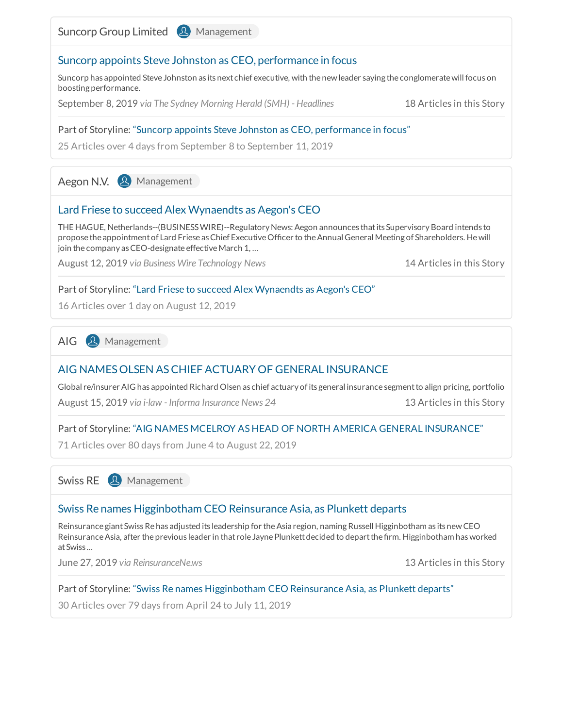Suncorp Group Limited — Management

### Suncorp appoints Steve Johnston as CEO, performance in focus

Suncorp has appointed Steve Johnston as its next chief executive, with the new leader saying the conglomerate will focus on boosting performance.

September 8, 2019 *via The Sydney Morning Herald (SMH) - Headlines* — 18 Articles in this Story

Part of Storyline: “Suncorp appoints Steve Johnston as CEO, performance in focus”

25 Articles over 4 days from September 8 to September 11, 2019

---

Aegon N.V. — Management

### Lard Friese to succeed Alex Wynaendts as Aegon's CEO

THE HAGUE, Netherlands--(BUSINESS WIRE)--Regulatory News: Aegon announces that its Supervisory Board intends to propose the appointment of Lard Friese as Chief Executive Officer to the Annual General Meeting of Shareholders. He will join the company as CEO-designate effective March 1, ...

August 12, 2019 *via Business Wire Technology News* — 14 Articles in this Story

Part of Storyline: “Lard Friese to succeed Alex Wynaendts as Aegon's CEO”

16 Articles over 1 day on August 12, 2019

---

AIG — Management

### AIG NAMES OLSEN AS CHIEF ACTUARY OF GENERAL INSURANCE

Global re/insurer AIG has appointed Richard Olsen as chief actuary of its general insurance segment to align pricing, portfolio

August 15, 2019 *via i-law - Informa Insurance News 24* — 13 Articles in this Story

Part of Storyline: “AIG NAMES MCELROY AS HEAD OF NORTH AMERICA GENERAL INSURANCE”

71 Articles over 80 days from June 4 to August 22, 2019

---

Swiss RE — Management

### Swiss Re names Higginbotham CEO Reinsurance Asia, as Plunkett departs

Reinsurance giant Swiss Re has adjusted its leadership for the Asia region, naming Russell Higginbotham as its new CEO Reinsurance Asia, after the previous leader in that role Jayne Plunkett decided to depart the firm. Higginbotham has worked at Swiss ...

June 27, 2019 *via ReinsuranceNe.ws* — 13 Articles in this Story

Part of Storyline: “Swiss Re names Higginbotham CEO Reinsurance Asia, as Plunkett departs”

30 Articles over 79 days from April 24 to July 11, 2019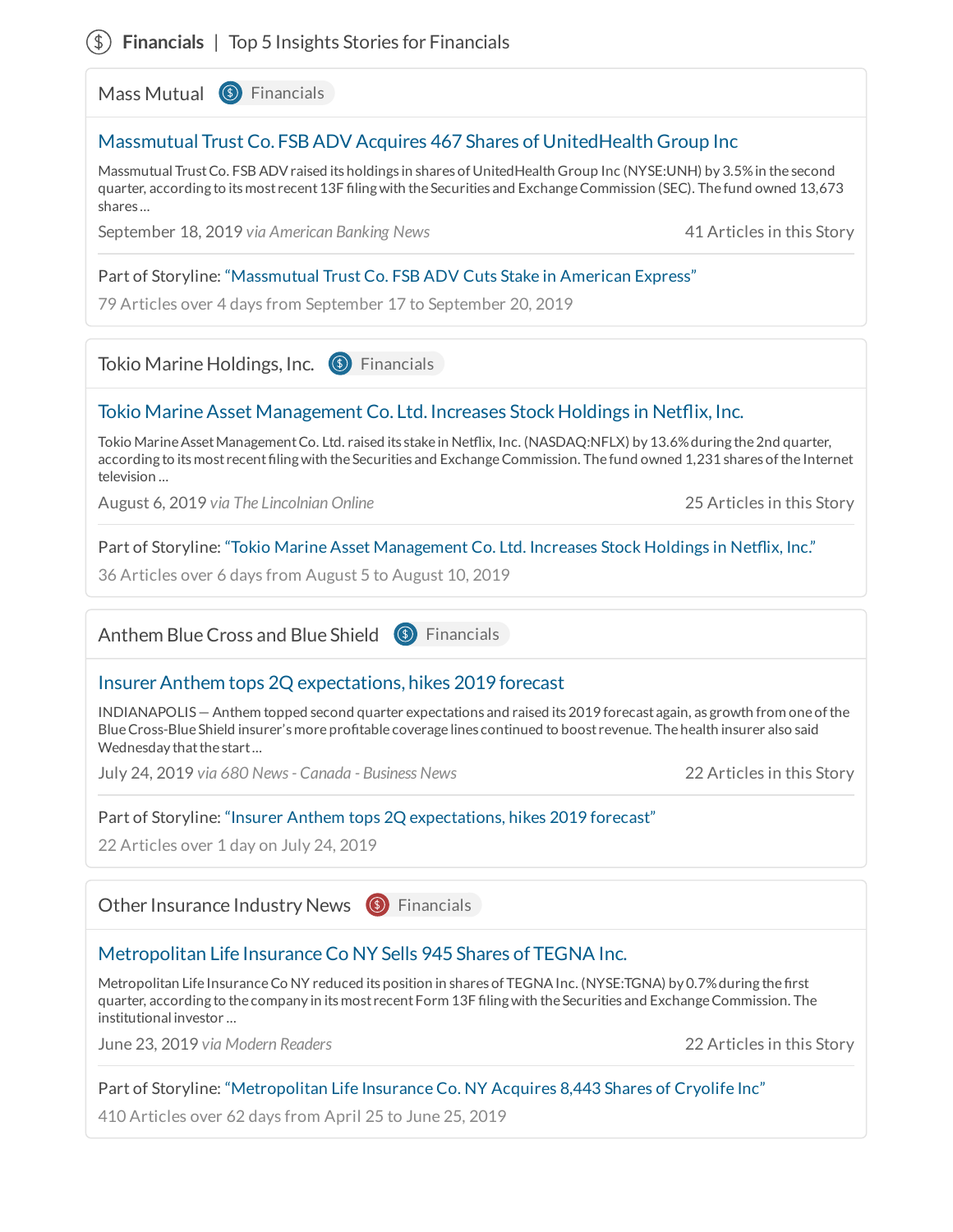## Financials | Top 5 Insights Stories for Financials

### Mass Mutual — Financials

**Massmutual Trust Co. FSB ADV Acquires 467 Shares of UnitedHealth Group Inc**

Massmutual Trust Co. FSB ADV raised its holdings in shares of UnitedHealth Group Inc (NYSE:UNH) by 3.5% in the second quarter, according to its most recent 13F filing with the Securities and Exchange Commission (SEC). The fund owned 13,673 shares ...

September 18, 2019 *via American Banking News* — 41 Articles in this Story

Part of Storyline: "Massmutual Trust Co. FSB ADV Cuts Stake in American Express"

79 Articles over 4 days from September 17 to September 20, 2019

### Tokio Marine Holdings, Inc. — Financials

**Tokio Marine Asset Management Co. Ltd. Increases Stock Holdings in Netflix, Inc.**

Tokio Marine Asset Management Co. Ltd. raised its stake in Netflix, Inc. (NASDAQ:NFLX) by 13.6% during the 2nd quarter, according to its most recent filing with the Securities and Exchange Commission. The fund owned 1,231 shares of the Internet television ...

August 6, 2019 *via The Lincolnian Online* — 25 Articles in this Story

Part of Storyline: "Tokio Marine Asset Management Co. Ltd. Increases Stock Holdings in Netflix, Inc."

36 Articles over 6 days from August 5 to August 10, 2019

### Anthem Blue Cross and Blue Shield — Financials

**Insurer Anthem tops 2Q expectations, hikes 2019 forecast**

INDIANAPOLIS — Anthem topped second quarter expectations and raised its 2019 forecast again, as growth from one of the Blue Cross-Blue Shield insurer's more profitable coverage lines continued to boost revenue. The health insurer also said Wednesday that the start ...

July 24, 2019 *via 680 News - Canada - Business News* — 22 Articles in this Story

Part of Storyline: "Insurer Anthem tops 2Q expectations, hikes 2019 forecast"

22 Articles over 1 day on July 24, 2019

### Other Insurance Industry News — Financials

**Metropolitan Life Insurance Co NY Sells 945 Shares of TEGNA Inc.**

Metropolitan Life Insurance Co NY reduced its position in shares of TEGNA Inc. (NYSE:TGNA) by 0.7% during the first quarter, according to the company in its most recent Form 13F filing with the Securities and Exchange Commission. The institutional investor ...

June 23, 2019 *via Modern Readers* — 22 Articles in this Story

Part of Storyline: "Metropolitan Life Insurance Co. NY Acquires 8,443 Shares of Cryolife Inc"

410 Articles over 62 days from April 25 to June 25, 2019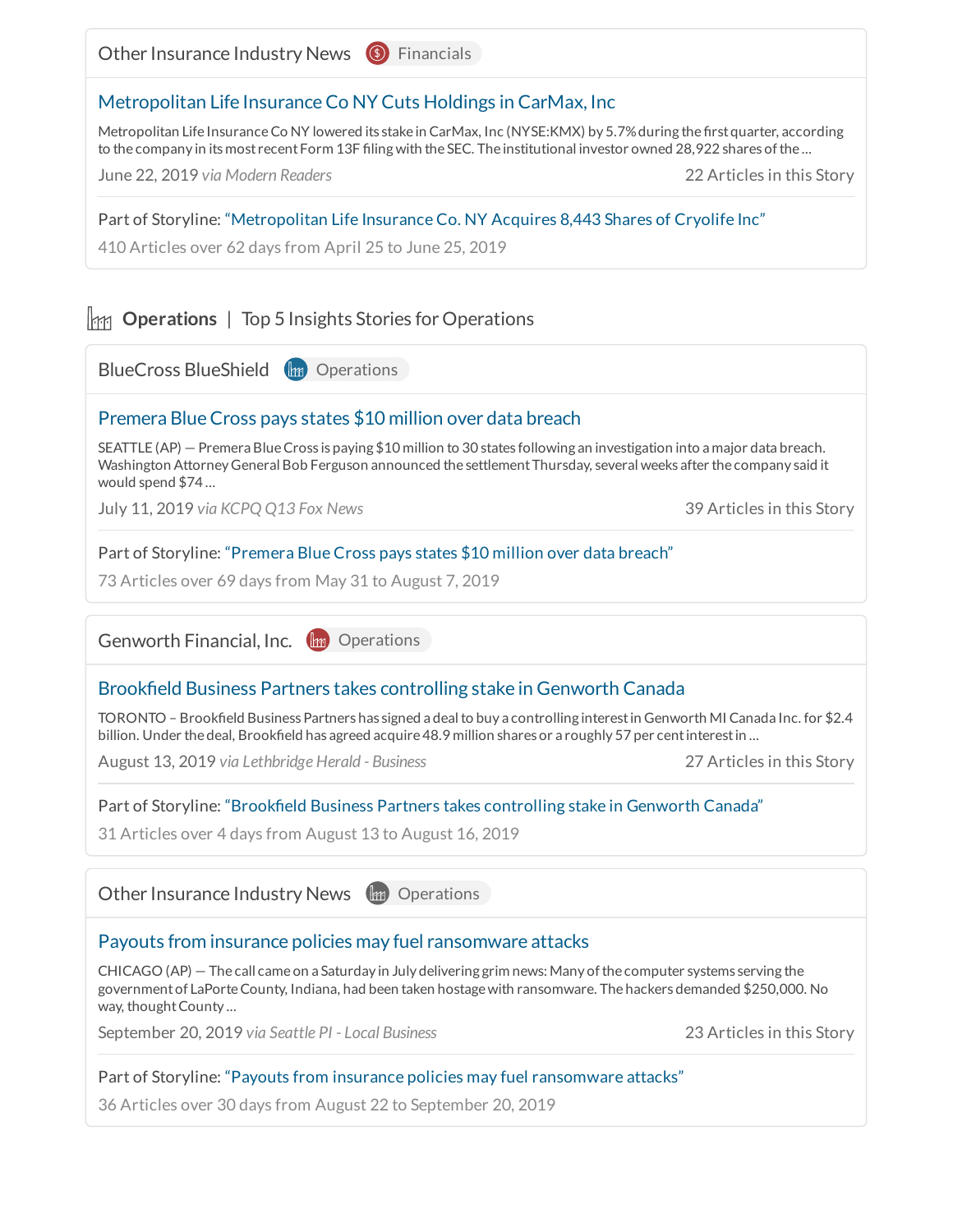Other Insurance Industry News | Financials

### [Metropolitan Life Insurance Co NY Cuts Holdings in CarMax, Inc]

Metropolitan Life Insurance Co NY lowered its stake in CarMax, Inc (NYSE:KMX) by 5.7% during the first quarter, according to the company in its most recent Form 13F filing with the SEC. The institutional investor owned 28,922 shares of the ...

June 22, 2019 *via Modern Readers* — 22 Articles in this Story

Part of Storyline: "Metropolitan Life Insurance Co. NY Acquires 8,443 Shares of Cryolife Inc"

410 Articles over 62 days from April 25 to June 25, 2019

## **Operations** | Top 5 Insights Stories for Operations

BlueCross BlueShield | Operations

### Premera Blue Cross pays states $10 million over data breach

SEATTLE (AP) — Premera Blue Cross is paying $10 million to 30 states following an investigation into a major data breach. Washington Attorney General Bob Ferguson announced the settlement Thursday, several weeks after the company said it would spend $74 ...

July 11, 2019 *via KCPQ Q13 Fox News* — 39 Articles in this Story

Part of Storyline: "Premera Blue Cross pays states $10 million over data breach"

73 Articles over 69 days from May 31 to August 7, 2019

Genworth Financial, Inc. | Operations

### Brookfield Business Partners takes controlling stake in Genworth Canada

TORONTO – Brookfield Business Partners has signed a deal to buy a controlling interest in Genworth MI Canada Inc. for $2.4 billion. Under the deal, Brookfield has agreed acquire 48.9 million shares or a roughly 57 per cent interest in ...

August 13, 2019 *via Lethbridge Herald - Business* — 27 Articles in this Story

Part of Storyline: "Brookfield Business Partners takes controlling stake in Genworth Canada"

31 Articles over 4 days from August 13 to August 16, 2019

Other Insurance Industry News | Operations

### Payouts from insurance policies may fuel ransomware attacks

CHICAGO (AP) — The call came on a Saturday in July delivering grim news: Many of the computer systems serving the government of LaPorte County, Indiana, had been taken hostage with ransomware. The hackers demanded $250,000. No way, thought County ...

September 20, 2019 *via Seattle PI - Local Business* — 23 Articles in this Story

Part of Storyline: "Payouts from insurance policies may fuel ransomware attacks"

36 Articles over 30 days from August 22 to September 20, 2019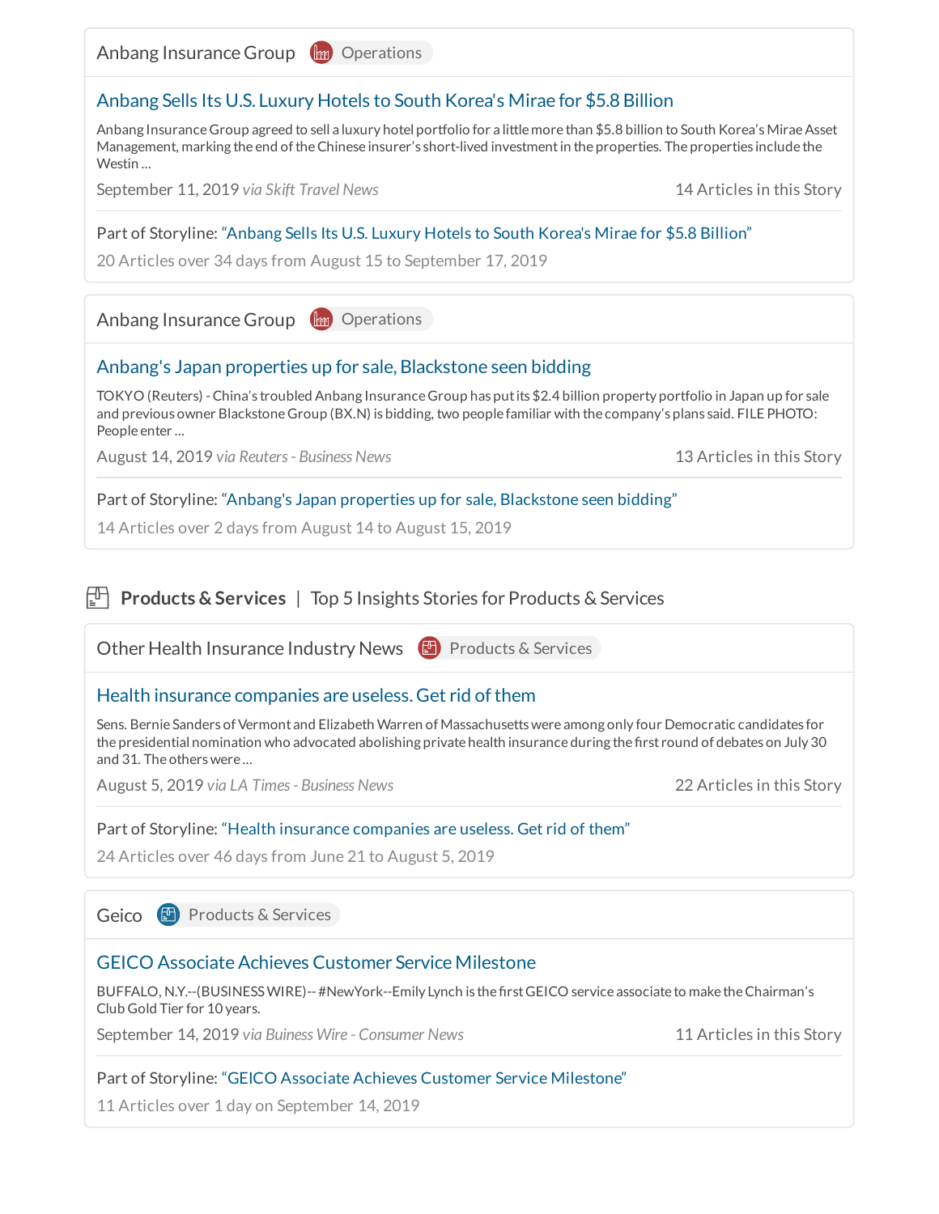Anbang Insurance Group | Operations

### Anbang Sells Its U.S. Luxury Hotels to South Korea's Mirae for $5.8 Billion

Anbang Insurance Group agreed to sell a luxury hotel portfolio for a little more than $5.8 billion to South Korea's Mirae Asset Management, marking the end of the Chinese insurer's short-lived investment in the properties. The properties include the Westin ...

September 11, 2019 *via Skift Travel News* — 14 Articles in this Story

Part of Storyline: "Anbang Sells Its U.S. Luxury Hotels to South Korea's Mirae for $5.8 Billion"

20 Articles over 34 days from August 15 to September 17, 2019

---

Anbang Insurance Group | Operations

### Anbang's Japan properties up for sale, Blackstone seen bidding

TOKYO (Reuters) - China's troubled Anbang Insurance Group has put its $2.4 billion property portfolio in Japan up for sale and previous owner Blackstone Group (BX.N) is bidding, two people familiar with the company's plans said. FILE PHOTO: People enter ...

August 14, 2019 *via Reuters - Business News* — 13 Articles in this Story

Part of Storyline: "Anbang's Japan properties up for sale, Blackstone seen bidding"

14 Articles over 2 days from August 14 to August 15, 2019

---

## Products & Services | Top 5 Insights Stories for Products & Services

Other Health Insurance Industry News | Products & Services

### Health insurance companies are useless. Get rid of them

Sens. Bernie Sanders of Vermont and Elizabeth Warren of Massachusetts were among only four Democratic candidates for the presidential nomination who advocated abolishing private health insurance during the first round of debates on July 30 and 31. The others were ...

August 5, 2019 *via LA Times - Business News* — 22 Articles in this Story

Part of Storyline: "Health insurance companies are useless. Get rid of them"

24 Articles over 46 days from June 21 to August 5, 2019

---

Geico | Products & Services

### GEICO Associate Achieves Customer Service Milestone

BUFFALO, N.Y.--(BUSINESS WIRE)-- #NewYork--Emily Lynch is the first GEICO service associate to make the Chairman's Club Gold Tier for 10 years.

September 14, 2019 *via Buiness Wire - Consumer News* — 11 Articles in this Story

Part of Storyline: "GEICO Associate Achieves Customer Service Milestone"

11 Articles over 1 day on September 14, 2019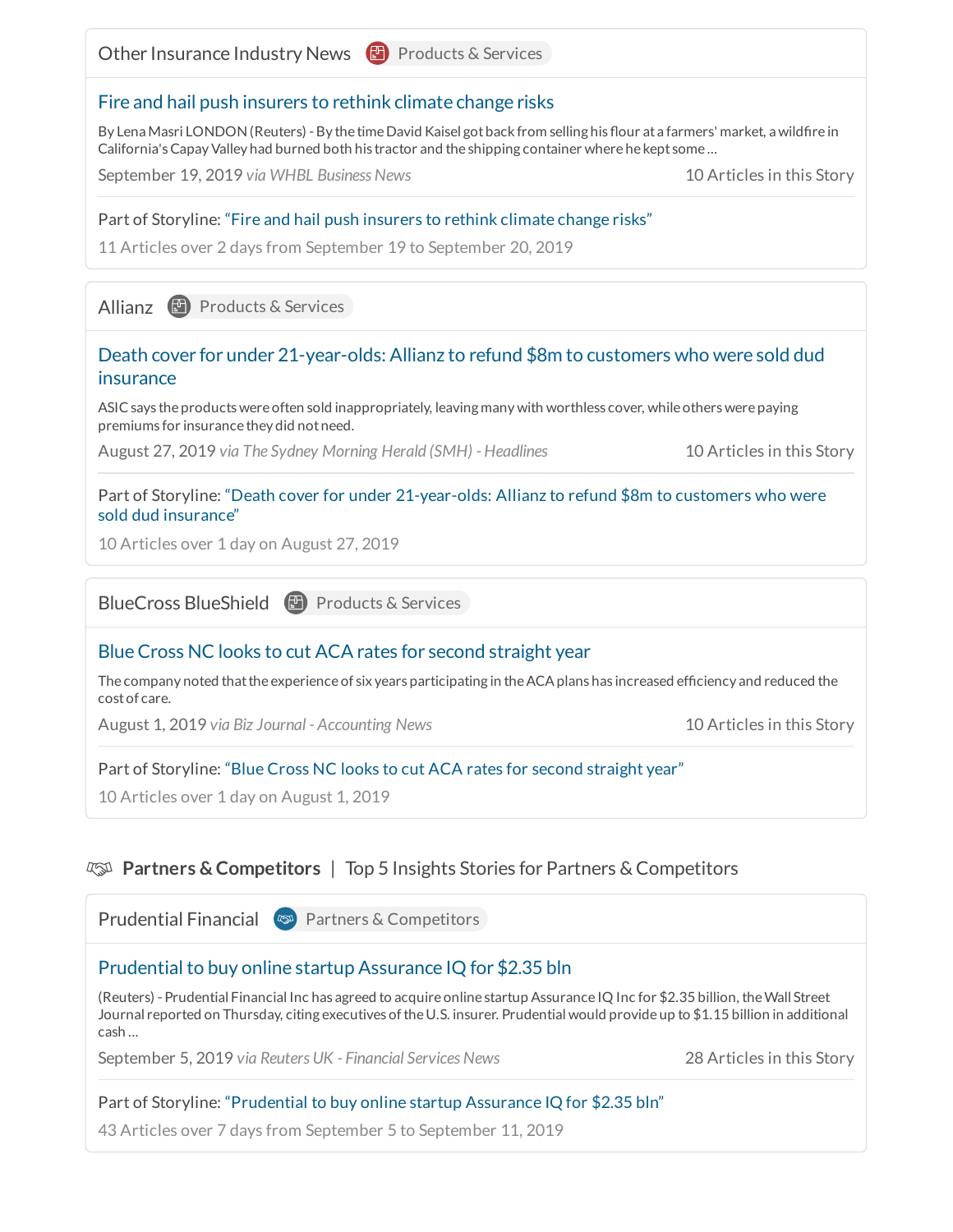Other Insurance Industry News | Products & Services

### Fire and hail push insurers to rethink climate change risks

By Lena Masri LONDON (Reuters) - By the time David Kaisel got back from selling his flour at a farmers' market, a wildfire in California's Capay Valley had burned both his tractor and the shipping container where he kept some ...

September 19, 2019 *via WHBL Business News* — 10 Articles in this Story

Part of Storyline: "Fire and hail push insurers to rethink climate change risks"

11 Articles over 2 days from September 19 to September 20, 2019

---

Allianz | Products & Services

### Death cover for under 21-year-olds: Allianz to refund $8m to customers who were sold dud insurance

ASIC says the products were often sold inappropriately, leaving many with worthless cover, while others were paying premiums for insurance they did not need.

August 27, 2019 *via The Sydney Morning Herald (SMH) - Headlines* — 10 Articles in this Story

Part of Storyline: "Death cover for under 21-year-olds: Allianz to refund $8m to customers who were sold dud insurance"

10 Articles over 1 day on August 27, 2019

---

BlueCross BlueShield | Products & Services

### Blue Cross NC looks to cut ACA rates for second straight year

The company noted that the experience of six years participating in the ACA plans has increased efficiency and reduced the cost of care.

August 1, 2019 *via Biz Journal - Accounting News* — 10 Articles in this Story

Part of Storyline: "Blue Cross NC looks to cut ACA rates for second straight year"

10 Articles over 1 day on August 1, 2019

---

## Partners & Competitors | Top 5 Insights Stories for Partners & Competitors

Prudential Financial | Partners & Competitors

### Prudential to buy online startup Assurance IQ for $2.35 bln

(Reuters) - Prudential Financial Inc has agreed to acquire online startup Assurance IQ Inc for $2.35 billion, the Wall Street Journal reported on Thursday, citing executives of the U.S. insurer. Prudential would provide up to $1.15 billion in additional cash ...

September 5, 2019 *via Reuters UK - Financial Services News* — 28 Articles in this Story

Part of Storyline: "Prudential to buy online startup Assurance IQ for $2.35 bln"

43 Articles over 7 days from September 5 to September 11, 2019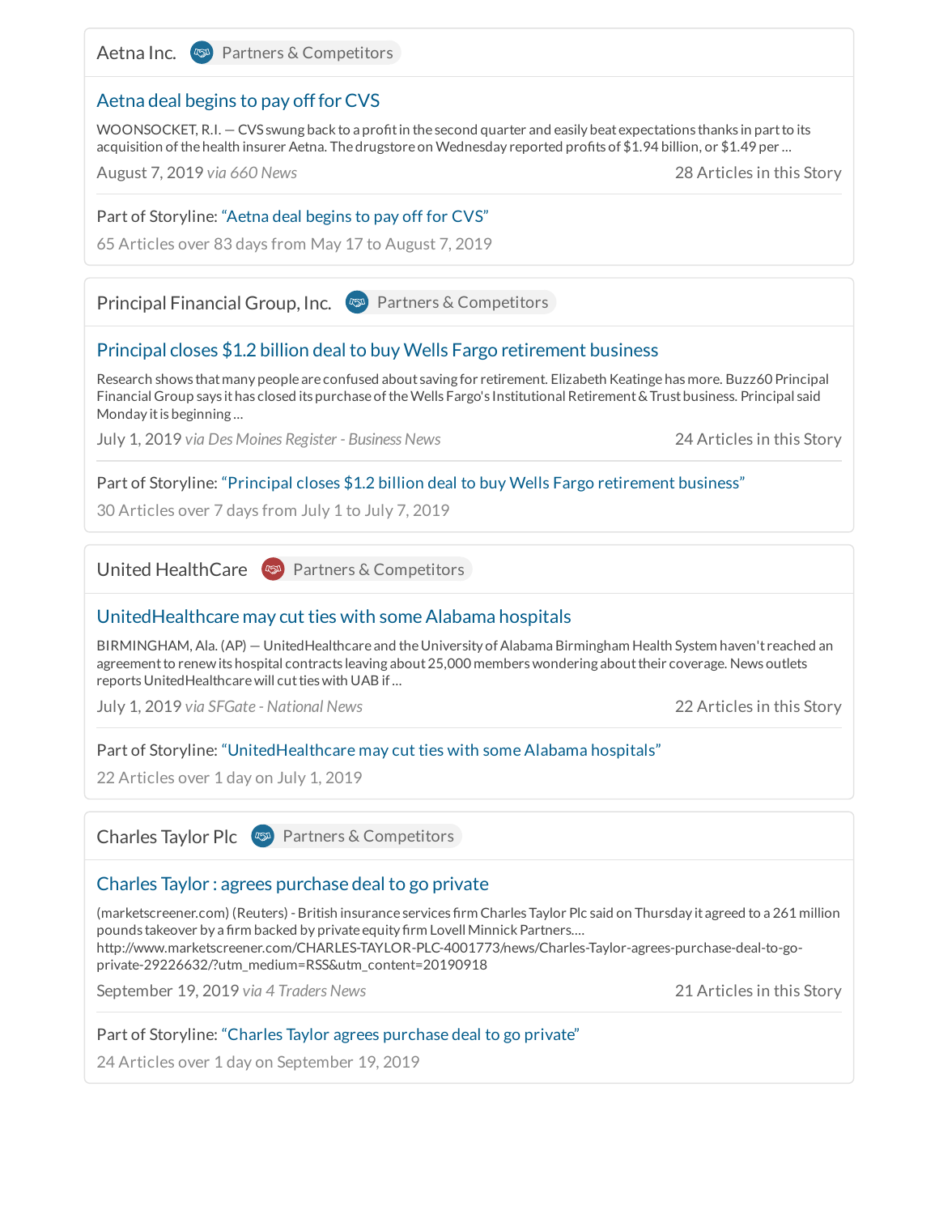## Aetna Inc. — Partners & Competitors

### Aetna deal begins to pay off for CVS

WOONSOCKET, R.I. — CVS swung back to a profit in the second quarter and easily beat expectations thanks in part to its acquisition of the health insurer Aetna. The drugstore on Wednesday reported profits of $1.94 billion, or $1.49 per ...

August 7, 2019 *via 660 News* — 28 Articles in this Story

Part of Storyline: "Aetna deal begins to pay off for CVS"

65 Articles over 83 days from May 17 to August 7, 2019

## Principal Financial Group, Inc. — Partners & Competitors

### Principal closes $1.2 billion deal to buy Wells Fargo retirement business

Research shows that many people are confused about saving for retirement. Elizabeth Keatinge has more. Buzz60 Principal Financial Group says it has closed its purchase of the Wells Fargo's Institutional Retirement & Trust business. Principal said Monday it is beginning ...

July 1, 2019 *via Des Moines Register - Business News* — 24 Articles in this Story

Part of Storyline: "Principal closes $1.2 billion deal to buy Wells Fargo retirement business"

30 Articles over 7 days from July 1 to July 7, 2019

## United HealthCare — Partners & Competitors

### UnitedHealthcare may cut ties with some Alabama hospitals

BIRMINGHAM, Ala. (AP) — UnitedHealthcare and the University of Alabama Birmingham Health System haven't reached an agreement to renew its hospital contracts leaving about 25,000 members wondering about their coverage. News outlets reports UnitedHealthcare will cut ties with UAB if ...

July 1, 2019 *via SFGate - National News* — 22 Articles in this Story

Part of Storyline: "UnitedHealthcare may cut ties with some Alabama hospitals"

22 Articles over 1 day on July 1, 2019

## Charles Taylor Plc — Partners & Competitors

### Charles Taylor : agrees purchase deal to go private

(marketscreener.com) (Reuters) - British insurance services firm Charles Taylor Plc said on Thursday it agreed to a 261 million pounds takeover by a firm backed by private equity firm Lovell Minnick Partners.... http://www.marketscreener.com/CHARLES-TAYLOR-PLC-4001773/news/Charles-Taylor-agrees-purchase-deal-to-go-private-29226632/?utm_medium=RSS&utm_content=20190918

September 19, 2019 *via 4 Traders News* — 21 Articles in this Story

Part of Storyline: "Charles Taylor agrees purchase deal to go private"

24 Articles over 1 day on September 19, 2019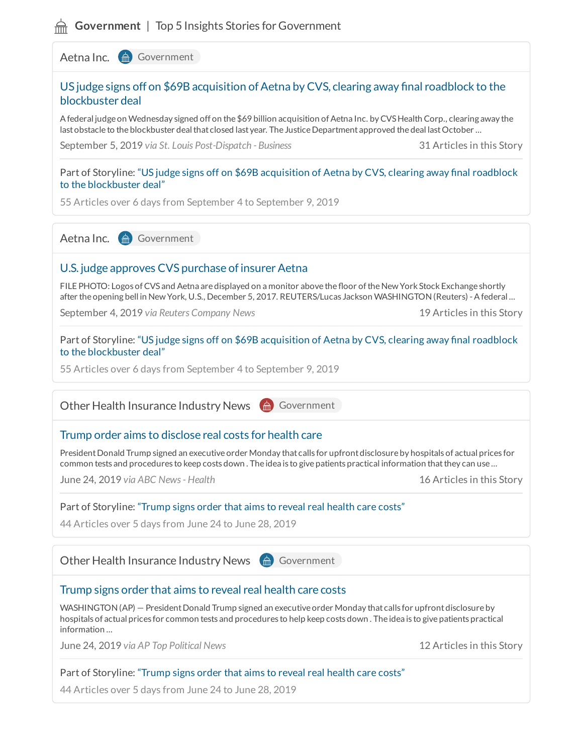## Government | Top 5 Insights Stories for Government

---

Aetna Inc. | Government

### US judge signs off on $69B acquisition of Aetna by CVS, clearing away final roadblock to the blockbuster deal

A federal judge on Wednesday signed off on the $69 billion acquisition of Aetna Inc. by CVS Health Corp., clearing away the last obstacle to the blockbuster deal that closed last year. The Justice Department approved the deal last October ...

September 5, 2019 *via St. Louis Post-Dispatch - Business* — 31 Articles in this Story

Part of Storyline: “US judge signs off on $69B acquisition of Aetna by CVS, clearing away final roadblock to the blockbuster deal”

55 Articles over 6 days from September 4 to September 9, 2019

---

Aetna Inc. | Government

### U.S. judge approves CVS purchase of insurer Aetna

FILE PHOTO: Logos of CVS and Aetna are displayed on a monitor above the floor of the New York Stock Exchange shortly after the opening bell in New York, U.S., December 5, 2017. REUTERS/Lucas Jackson WASHINGTON (Reuters) - A federal ...

September 4, 2019 *via Reuters Company News* — 19 Articles in this Story

Part of Storyline: “US judge signs off on $69B acquisition of Aetna by CVS, clearing away final roadblock to the blockbuster deal”

55 Articles over 6 days from September 4 to September 9, 2019

---

Other Health Insurance Industry News | Government

### Trump order aims to disclose real costs for health care

President Donald Trump signed an executive order Monday that calls for upfront disclosure by hospitals of actual prices for common tests and procedures to keep costs down . The idea is to give patients practical information that they can use ...

June 24, 2019 *via ABC News - Health* — 16 Articles in this Story

Part of Storyline: “Trump signs order that aims to reveal real health care costs”

44 Articles over 5 days from June 24 to June 28, 2019

---

Other Health Insurance Industry News | Government

### Trump signs order that aims to reveal real health care costs

WASHINGTON (AP) — President Donald Trump signed an executive order Monday that calls for upfront disclosure by hospitals of actual prices for common tests and procedures to help keep costs down . The idea is to give patients practical information ...

June 24, 2019 *via AP Top Political News* — 12 Articles in this Story

Part of Storyline: “Trump signs order that aims to reveal real health care costs”

44 Articles over 5 days from June 24 to June 28, 2019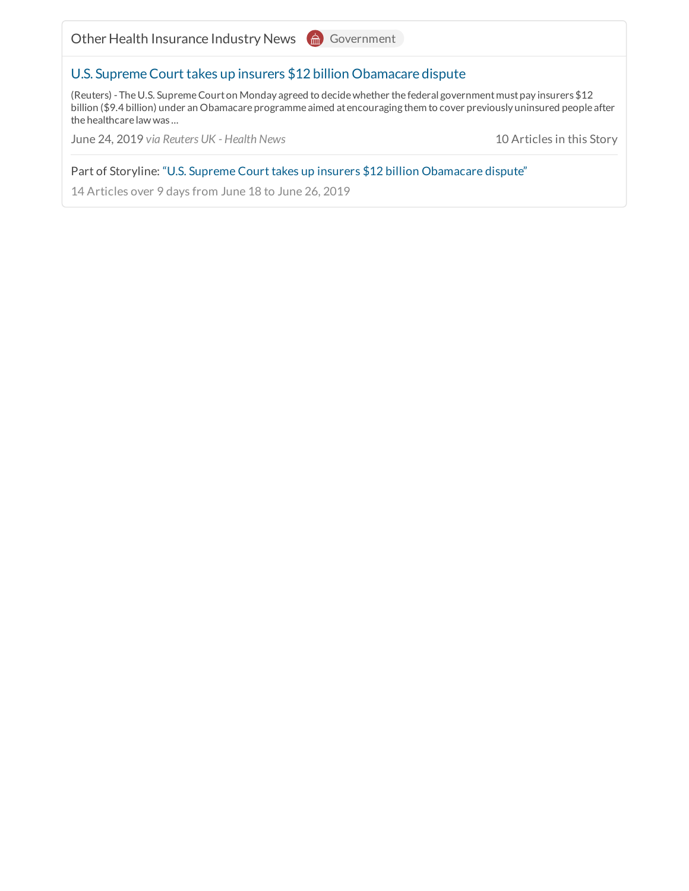## Other Health Insurance Industry News Government

### U.S. Supreme Court takes up insurers $12 billion Obamacare dispute

(Reuters) - The U.S. Supreme Court on Monday agreed to decide whether the federal government must pay insurers $12 billion ($9.4 billion) under an Obamacare programme aimed at encouraging them to cover previously uninsured people after the healthcare law was ...

June 24, 2019 *via Reuters UK - Health News*

10 Articles in this Story

Part of Storyline: "U.S. Supreme Court takes up insurers $12 billion Obamacare dispute"

14 Articles over 9 days from June 18 to June 26, 2019